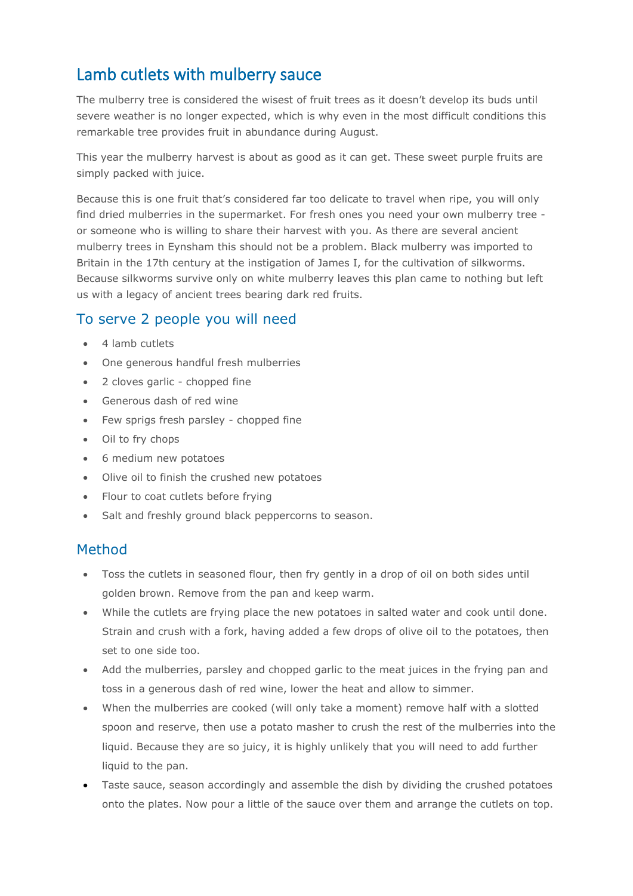# Lamb cutlets with mulberry sauce

The mulberry tree is considered the wisest of fruit trees as it doesn't develop its buds until severe weather is no longer expected, which is why even in the most difficult conditions this remarkable tree provides fruit in abundance during August.

This year the mulberry harvest is about as good as it can get. These sweet purple fruits are simply packed with juice.

Because this is one fruit that's considered far too delicate to travel when ripe, you will only find dried mulberries in the supermarket. For fresh ones you need your own mulberry tree - or someone who is willing to share their harvest with you. As there are several ancient mulberry trees in Eynsham this should not be a problem. Black mulberry was imported to Britain in the 17th century at the instigation of James I, for the cultivation of silkworms. Because silkworms survive only on white mulberry leaves this plan came to nothing but left us with a legacy of ancient trees bearing dark red fruits.

## To serve 2 people you will need

- 4 lamb cutlets
- One generous handful fresh mulberries
- 2 cloves garlic - chopped fine
- Generous dash of red wine
- Few sprigs fresh parsley - chopped fine
- Oil to fry chops
- 6 medium new potatoes
- Olive oil to finish the crushed new potatoes
- Flour to coat cutlets before frying
- Salt and freshly ground black peppercorns to season.

## Method

- Toss the cutlets in seasoned flour, then fry gently in a drop of oil on both sides until golden brown. Remove from the pan and keep warm.
- While the cutlets are frying place the new potatoes in salted water and cook until done. Strain and crush with a fork, having added a few drops of olive oil to the potatoes, then set to one side too.
- Add the mulberries, parsley and chopped garlic to the meat juices in the frying pan and toss in a generous dash of red wine, lower the heat and allow to simmer.
- When the mulberries are cooked (will only take a moment) remove half with a slotted spoon and reserve, then use a potato masher to crush the rest of the mulberries into the liquid. Because they are so juicy, it is highly unlikely that you will need to add further liquid to the pan.
- Taste sauce, season accordingly and assemble the dish by dividing the crushed potatoes onto the plates. Now pour a little of the sauce over them and arrange the cutlets on top.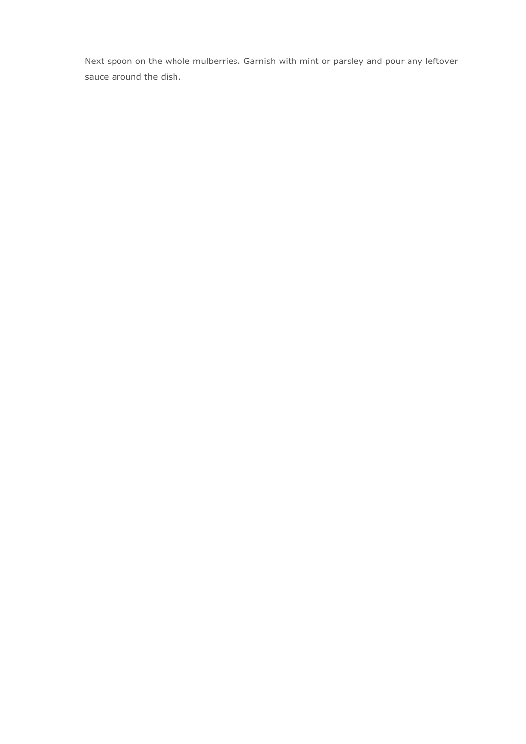Next spoon on the whole mulberries. Garnish with mint or parsley and pour any leftover sauce around the dish.